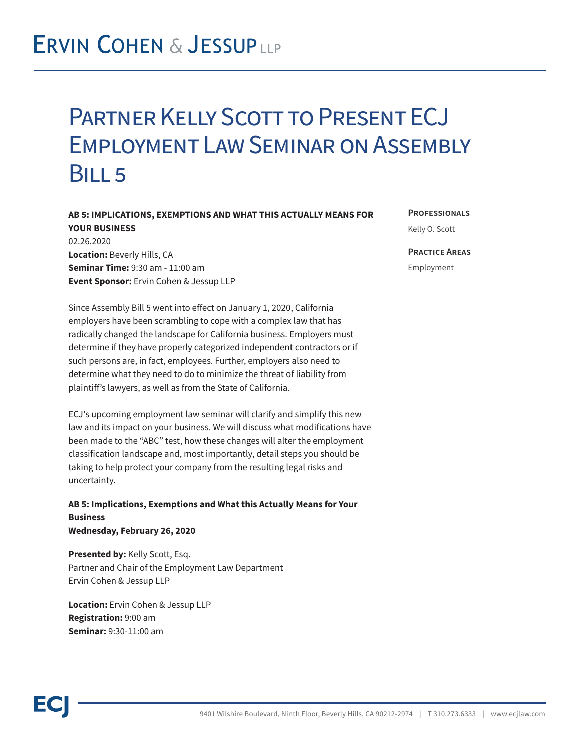# Ervin Cohen & Jessup LLP

# Partner Kelly Scott to Present ECJ Employment Law Seminar on Assembly Bill 5

**AB 5: IMPLICATIONS, EXEMPTIONS AND WHAT THIS ACTUALLY MEANS FOR YOUR BUSINESS**
02.26.2020
**Location:** Beverly Hills, CA
**Seminar Time:** 9:30 am - 11:00 am
**Event Sponsor:** Ervin Cohen & Jessup LLP

**Professionals**

Kelly O. Scott

**Practice Areas**

Employment

Since Assembly Bill 5 went into effect on January 1, 2020, California employers have been scrambling to cope with a complex law that has radically changed the landscape for California business. Employers must determine if they have properly categorized independent contractors or if such persons are, in fact, employees. Further, employers also need to determine what they need to do to minimize the threat of liability from plaintiff's lawyers, as well as from the State of California.

ECJ's upcoming employment law seminar will clarify and simplify this new law and its impact on your business. We will discuss what modifications have been made to the "ABC" test, how these changes will alter the employment classification landscape and, most importantly, detail steps you should be taking to help protect your company from the resulting legal risks and uncertainty.

**AB 5: Implications, Exemptions and What this Actually Means for Your Business**
**Wednesday, February 26, 2020**

**Presented by:** Kelly Scott, Esq.
Partner and Chair of the Employment Law Department
Ervin Cohen & Jessup LLP

**Location:** Ervin Cohen & Jessup LLP
**Registration:** 9:00 am
**Seminar:** 9:30-11:00 am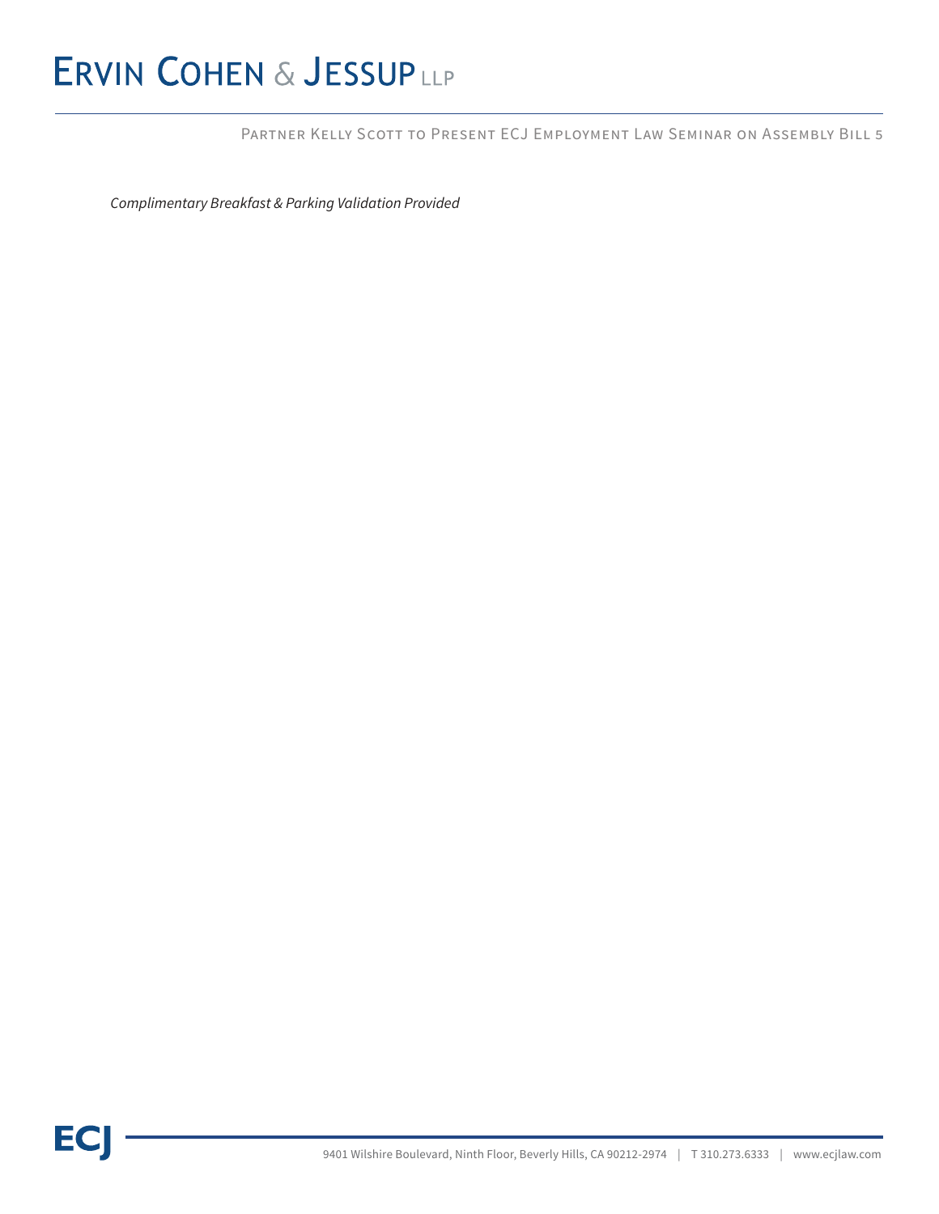*Complimentary Breakfast & Parking Validation Provided*